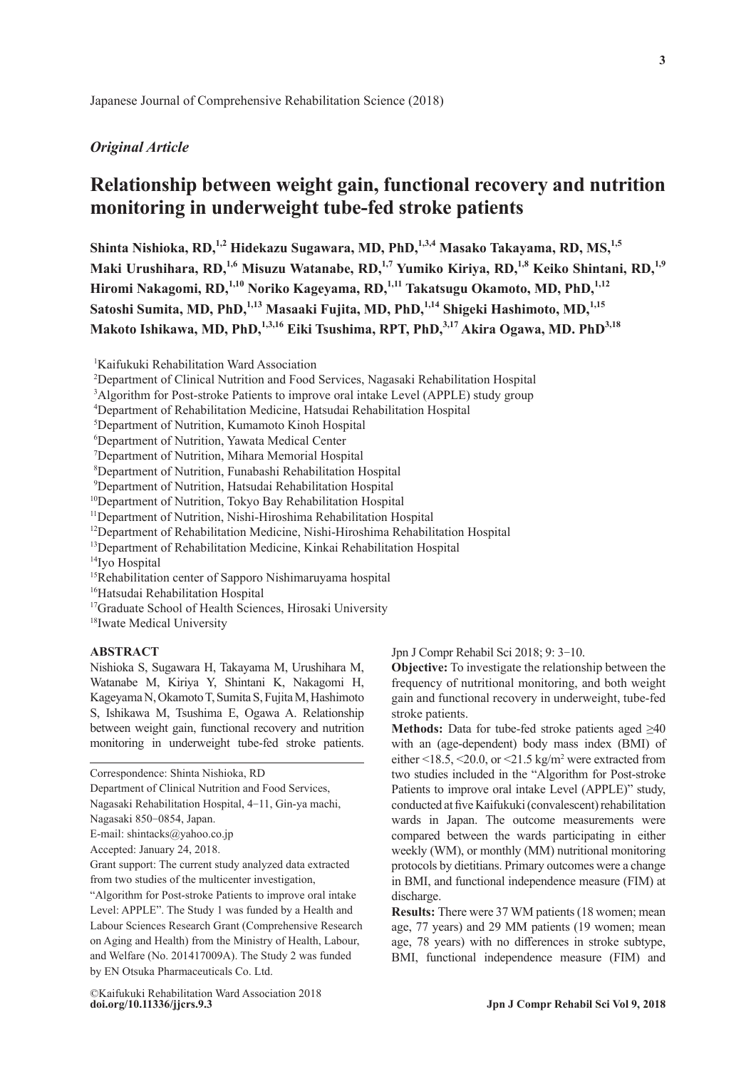*Original Article*

# Relationship between weight gain, functional recovery and nutrition monitoring in underweight tube-fed stroke patients

**Shinta Nishioka, RD,[1,2] Hidekazu Sugawara, MD, PhD,[1,3,4] Masako Takayama, RD, MS,[1,5] Maki Urushihara, RD,[1,6] Misuzu Watanabe, RD,[1,7] Yumiko Kiriya, RD,[1,8] Keiko Shintani, RD,[1,9] Hiromi Nakagomi, RD,[1,10] Noriko Kageyama, RD,[1,11] Takatsugu Okamoto, MD, PhD,[1,12] Satoshi Sumita, MD, PhD,[1,13] Masaaki Fujita, MD, PhD,[1,14] Shigeki Hashimoto, MD,[1,15] Makoto Ishikawa, MD, PhD,[1,3,16] Eiki Tsushima, RPT, PhD,[3,17] Akira Ogawa, MD. PhD[3,18]**

[1]Kaifukuki Rehabilitation Ward Association
[2]Department of Clinical Nutrition and Food Services, Nagasaki Rehabilitation Hospital
[3]Algorithm for Post-stroke Patients to improve oral intake Level (APPLE) study group
[4]Department of Rehabilitation Medicine, Hatsudai Rehabilitation Hospital
[5]Department of Nutrition, Kumamoto Kinoh Hospital
[6]Department of Nutrition, Yawata Medical Center
[7]Department of Nutrition, Mihara Memorial Hospital
[8]Department of Nutrition, Funabashi Rehabilitation Hospital
[9]Department of Nutrition, Hatsudai Rehabilitation Hospital
[10]Department of Nutrition, Tokyo Bay Rehabilitation Hospital
[11]Department of Nutrition, Nishi-Hiroshima Rehabilitation Hospital
[12]Department of Rehabilitation Medicine, Nishi-Hiroshima Rehabilitation Hospital
[13]Department of Rehabilitation Medicine, Kinkai Rehabilitation Hospital
[14]Iyo Hospital
[15]Rehabilitation center of Sapporo Nishimaruyama hospital
[16]Hatsudai Rehabilitation Hospital
[17]Graduate School of Health Sciences, Hirosaki University
[18]Iwate Medical University

## ABSTRACT

Nishioka S, Sugawara H, Takayama M, Urushihara M, Watanabe M, Kiriya Y, Shintani K, Nakagomi H, Kageyama N, Okamoto T, Sumita S, Fujita M, Hashimoto S, Ishikawa M, Tsushima E, Ogawa A. Relationship between weight gain, functional recovery and nutrition monitoring in underweight tube-fed stroke patients. Jpn J Compr Rehabil Sci 2018; 9: 3−10.

**Objective:** To investigate the relationship between the frequency of nutritional monitoring, and both weight gain and functional recovery in underweight, tube-fed stroke patients.

**Methods:** Data for tube-fed stroke patients aged ≥40 with an (age-dependent) body mass index (BMI) of either <18.5, <20.0, or <21.5 kg/m$^2$ were extracted from two studies included in the "Algorithm for Post-stroke Patients to improve oral intake Level (APPLE)" study, conducted at five Kaifukuki (convalescent) rehabilitation wards in Japan. The outcome measurements were compared between the wards participating in either weekly (WM), or monthly (MM) nutritional monitoring protocols by dietitians. Primary outcomes were a change in BMI, and functional independence measure (FIM) at discharge.

**Results:** There were 37 WM patients (18 women; mean age, 77 years) and 29 MM patients (19 women; mean age, 78 years) with no differences in stroke subtype, BMI, functional independence measure (FIM) and

---

Correspondence: Shinta Nishioka, RD
Department of Clinical Nutrition and Food Services, Nagasaki Rehabilitation Hospital, 4−11, Gin-ya machi, Nagasaki 850−0854, Japan.
E-mail: shintacks@yahoo.co.jp
Accepted: January 24, 2018.
Grant support: The current study analyzed data extracted from two studies of the multicenter investigation, "Algorithm for Post-stroke Patients to improve oral intake Level: APPLE". The Study 1 was funded by a Health and Labour Sciences Research Grant (Comprehensive Research on Aging and Health) from the Ministry of Health, Labour, and Welfare (No. 201417009A). The Study 2 was funded by EN Otsuka Pharmaceuticals Co. Ltd.

©Kaifukuki Rehabilitation Ward Association 2018
**doi.org/10.11336/jjcrs.9.3**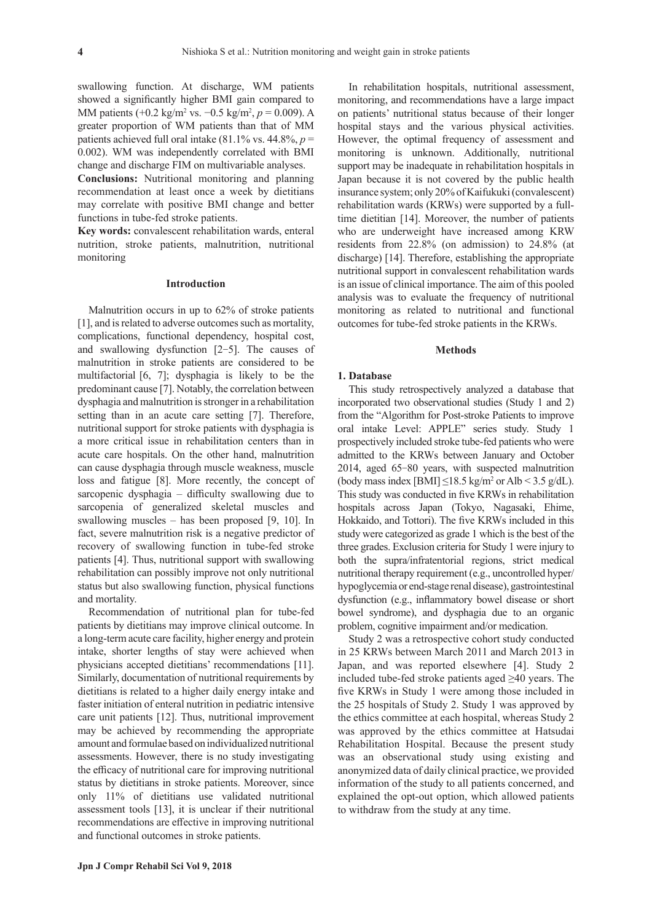swallowing function. At discharge, WM patients showed a significantly higher BMI gain compared to MM patients (+0.2 $kg/m^2$ vs. −0.5 $kg/m^2$, $p = 0.009$). A greater proportion of WM patients than that of MM patients achieved full oral intake (81.1% vs. 44.8%, $p = 0.002$). WM was independently correlated with BMI change and discharge FIM on multivariable analyses.

**Conclusions:** Nutritional monitoring and planning recommendation at least once a week by dietitians may correlate with positive BMI change and better functions in tube-fed stroke patients.

**Key words:** convalescent rehabilitation wards, enteral nutrition, stroke patients, malnutrition, nutritional monitoring

## Introduction

Malnutrition occurs in up to 62% of stroke patients [1], and is related to adverse outcomes such as mortality, complications, functional dependency, hospital cost, and swallowing dysfunction [2−5]. The causes of malnutrition in stroke patients are considered to be multifactorial [6, 7]; dysphagia is likely to be the predominant cause [7]. Notably, the correlation between dysphagia and malnutrition is stronger in a rehabilitation setting than in an acute care setting [7]. Therefore, nutritional support for stroke patients with dysphagia is a more critical issue in rehabilitation centers than in acute care hospitals. On the other hand, malnutrition can cause dysphagia through muscle weakness, muscle loss and fatigue [8]. More recently, the concept of sarcopenic dysphagia – difficulty swallowing due to sarcopenia of generalized skeletal muscles and swallowing muscles – has been proposed [9, 10]. In fact, severe malnutrition risk is a negative predictor of recovery of swallowing function in tube-fed stroke patients [4]. Thus, nutritional support with swallowing rehabilitation can possibly improve not only nutritional status but also swallowing function, physical functions and mortality.

Recommendation of nutritional plan for tube-fed patients by dietitians may improve clinical outcome. In a long-term acute care facility, higher energy and protein intake, shorter lengths of stay were achieved when physicians accepted dietitians' recommendations [11]. Similarly, documentation of nutritional requirements by dietitians is related to a higher daily energy intake and faster initiation of enteral nutrition in pediatric intensive care unit patients [12]. Thus, nutritional improvement may be achieved by recommending the appropriate amount and formulae based on individualized nutritional assessments. However, there is no study investigating the efficacy of nutritional care for improving nutritional status by dietitians in stroke patients. Moreover, since only 11% of dietitians use validated nutritional assessment tools [13], it is unclear if their nutritional recommendations are effective in improving nutritional and functional outcomes in stroke patients.

In rehabilitation hospitals, nutritional assessment, monitoring, and recommendations have a large impact on patients' nutritional status because of their longer hospital stays and the various physical activities. However, the optimal frequency of assessment and monitoring is unknown. Additionally, nutritional support may be inadequate in rehabilitation hospitals in Japan because it is not covered by the public health insurance system; only 20% of Kaifukuki (convalescent) rehabilitation wards (KRWs) were supported by a full-time dietitian [14]. Moreover, the number of patients who are underweight have increased among KRW residents from 22.8% (on admission) to 24.8% (at discharge) [14]. Therefore, establishing the appropriate nutritional support in convalescent rehabilitation wards is an issue of clinical importance. The aim of this pooled analysis was to evaluate the frequency of nutritional monitoring as related to nutritional and functional outcomes for tube-fed stroke patients in the KRWs.

## Methods

### 1. Database

This study retrospectively analyzed a database that incorporated two observational studies (Study 1 and 2) from the "Algorithm for Post-stroke Patients to improve oral intake Level: APPLE" series study. Study 1 prospectively included stroke tube-fed patients who were admitted to the KRWs between January and October 2014, aged 65−80 years, with suspected malnutrition (body mass index [BMI] ≤18.5 $kg/m^2$ or Alb < 3.5 g/dL). This study was conducted in five KRWs in rehabilitation hospitals across Japan (Tokyo, Nagasaki, Ehime, Hokkaido, and Tottori). The five KRWs included in this study were categorized as grade 1 which is the best of the three grades. Exclusion criteria for Study 1 were injury to both the supra/infratentorial regions, strict medical nutritional therapy requirement (e.g., uncontrolled hyper/hypoglycemia or end-stage renal disease), gastrointestinal dysfunction (e.g., inflammatory bowel disease or short bowel syndrome), and dysphagia due to an organic problem, cognitive impairment and/or medication.

Study 2 was a retrospective cohort study conducted in 25 KRWs between March 2011 and March 2013 in Japan, and was reported elsewhere [4]. Study 2 included tube-fed stroke patients aged ≥40 years. The five KRWs in Study 1 were among those included in the 25 hospitals of Study 2. Study 1 was approved by the ethics committee at each hospital, whereas Study 2 was approved by the ethics committee at Hatsudai Rehabilitation Hospital. Because the present study was an observational study using existing and anonymized data of daily clinical practice, we provided information of the study to all patients concerned, and explained the opt-out option, which allowed patients to withdraw from the study at any time.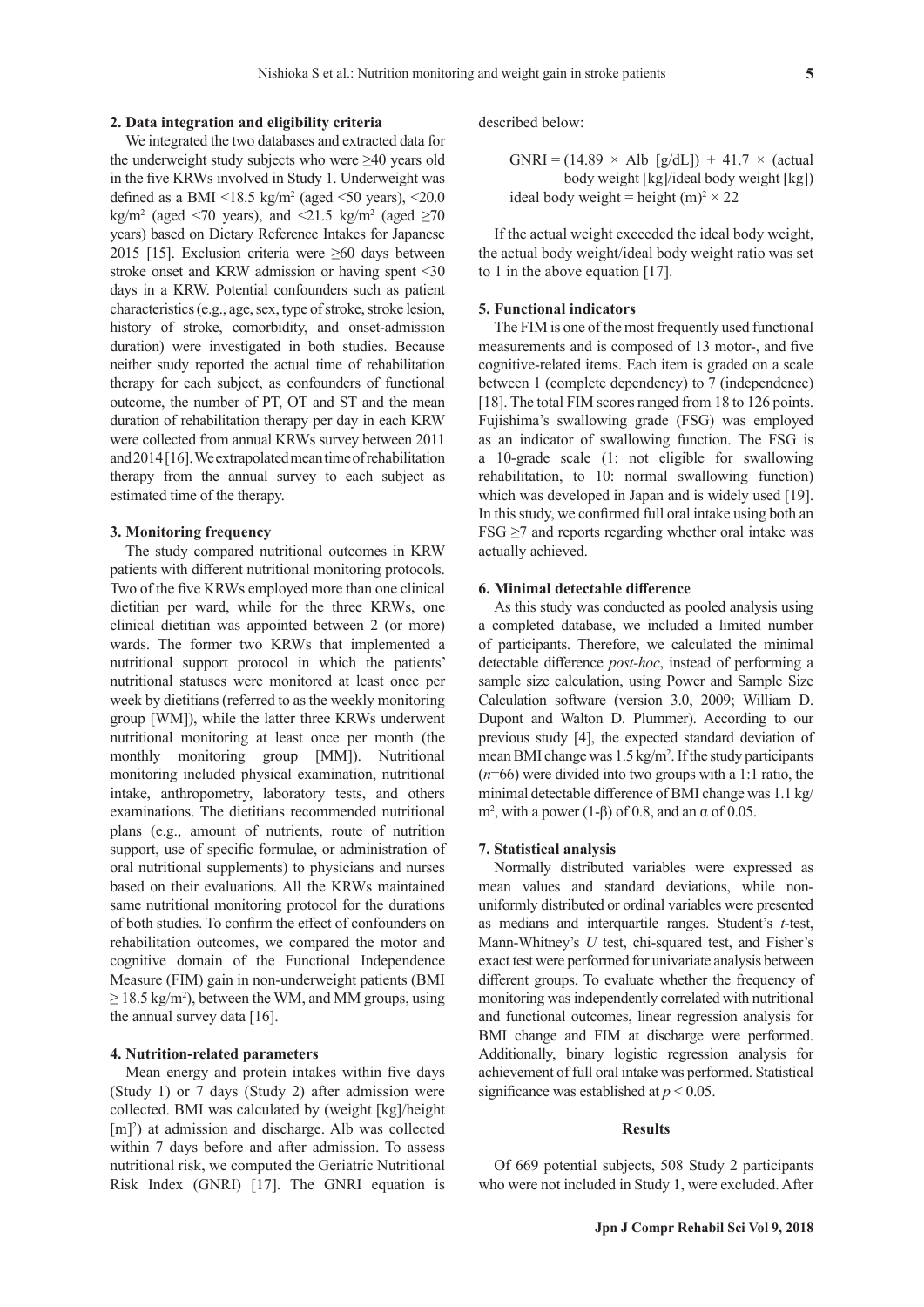**2. Data integration and eligibility criteria**

We integrated the two databases and extracted data for the underweight study subjects who were ≥40 years old in the five KRWs involved in Study 1. Underweight was defined as a BMI <18.5 kg/m$^2$ (aged <50 years), <20.0 kg/m$^2$ (aged <70 years), and <21.5 kg/m$^2$ (aged ≥70 years) based on Dietary Reference Intakes for Japanese 2015 [15]. Exclusion criteria were ≥60 days between stroke onset and KRW admission or having spent <30 days in a KRW. Potential confounders such as patient characteristics (e.g., age, sex, type of stroke, stroke lesion, history of stroke, comorbidity, and onset-admission duration) were investigated in both studies. Because neither study reported the actual time of rehabilitation therapy for each subject, as confounders of functional outcome, the number of PT, OT and ST and the mean duration of rehabilitation therapy per day in each KRW were collected from annual KRWs survey between 2011 and 2014 [16]. We extrapolated mean time of rehabilitation therapy from the annual survey to each subject as estimated time of the therapy.

**3. Monitoring frequency**

The study compared nutritional outcomes in KRW patients with different nutritional monitoring protocols. Two of the five KRWs employed more than one clinical dietitian per ward, while for the three KRWs, one clinical dietitian was appointed between 2 (or more) wards. The former two KRWs that implemented a nutritional support protocol in which the patients' nutritional statuses were monitored at least once per week by dietitians (referred to as the weekly monitoring group [WM]), while the latter three KRWs underwent nutritional monitoring at least once per month (the monthly monitoring group [MM]). Nutritional monitoring included physical examination, nutritional intake, anthropometry, laboratory tests, and others examinations. The dietitians recommended nutritional plans (e.g., amount of nutrients, route of nutrition support, use of specific formulae, or administration of oral nutritional supplements) to physicians and nurses based on their evaluations. All the KRWs maintained same nutritional monitoring protocol for the durations of both studies. To confirm the effect of confounders on rehabilitation outcomes, we compared the motor and cognitive domain of the Functional Independence Measure (FIM) gain in non-underweight patients (BMI ≥ 18.5 kg/m$^2$), between the WM, and MM groups, using the annual survey data [16].

**4. Nutrition-related parameters**

Mean energy and protein intakes within five days (Study 1) or 7 days (Study 2) after admission were collected. BMI was calculated by (weight [kg]/height [m]$^2$) at admission and discharge. Alb was collected within 7 days before and after admission. To assess nutritional risk, we computed the Geriatric Nutritional Risk Index (GNRI) [17]. The GNRI equation is described below:

$$\text{GNRI} = (14.89 \times \text{Alb [g/dL]}) + 41.7 \times (\text{actual body weight [kg]}/\text{ideal body weight [kg]})$$

$$\text{ideal body weight} = \text{height (m)}^2 \times 22$$

If the actual weight exceeded the ideal body weight, the actual body weight/ideal body weight ratio was set to 1 in the above equation [17].

**5. Functional indicators**

The FIM is one of the most frequently used functional measurements and is composed of 13 motor-, and five cognitive-related items. Each item is graded on a scale between 1 (complete dependency) to 7 (independence) [18]. The total FIM scores ranged from 18 to 126 points. Fujishima's swallowing grade (FSG) was employed as an indicator of swallowing function. The FSG is a 10-grade scale (1: not eligible for swallowing rehabilitation, to 10: normal swallowing function) which was developed in Japan and is widely used [19]. In this study, we confirmed full oral intake using both an FSG ≥7 and reports regarding whether oral intake was actually achieved.

**6. Minimal detectable difference**

As this study was conducted as pooled analysis using a completed database, we included a limited number of participants. Therefore, we calculated the minimal detectable difference *post-hoc*, instead of performing a sample size calculation, using Power and Sample Size Calculation software (version 3.0, 2009; William D. Dupont and Walton D. Plummer). According to our previous study [4], the expected standard deviation of mean BMI change was 1.5 kg/m$^2$. If the study participants ($n$=66) were divided into two groups with a 1:1 ratio, the minimal detectable difference of BMI change was 1.1 kg/m$^2$, with a power (1-β) of 0.8, and an α of 0.05.

**7. Statistical analysis**

Normally distributed variables were expressed as mean values and standard deviations, while non-uniformly distributed or ordinal variables were presented as medians and interquartile ranges. Student's *t*-test, Mann-Whitney's *U* test, chi-squared test, and Fisher's exact test were performed for univariate analysis between different groups. To evaluate whether the frequency of monitoring was independently correlated with nutritional and functional outcomes, linear regression analysis for BMI change and FIM at discharge were performed. Additionally, binary logistic regression analysis for achievement of full oral intake was performed. Statistical significance was established at $p < 0.05$.

## Results

Of 669 potential subjects, 508 Study 2 participants who were not included in Study 1, were excluded. After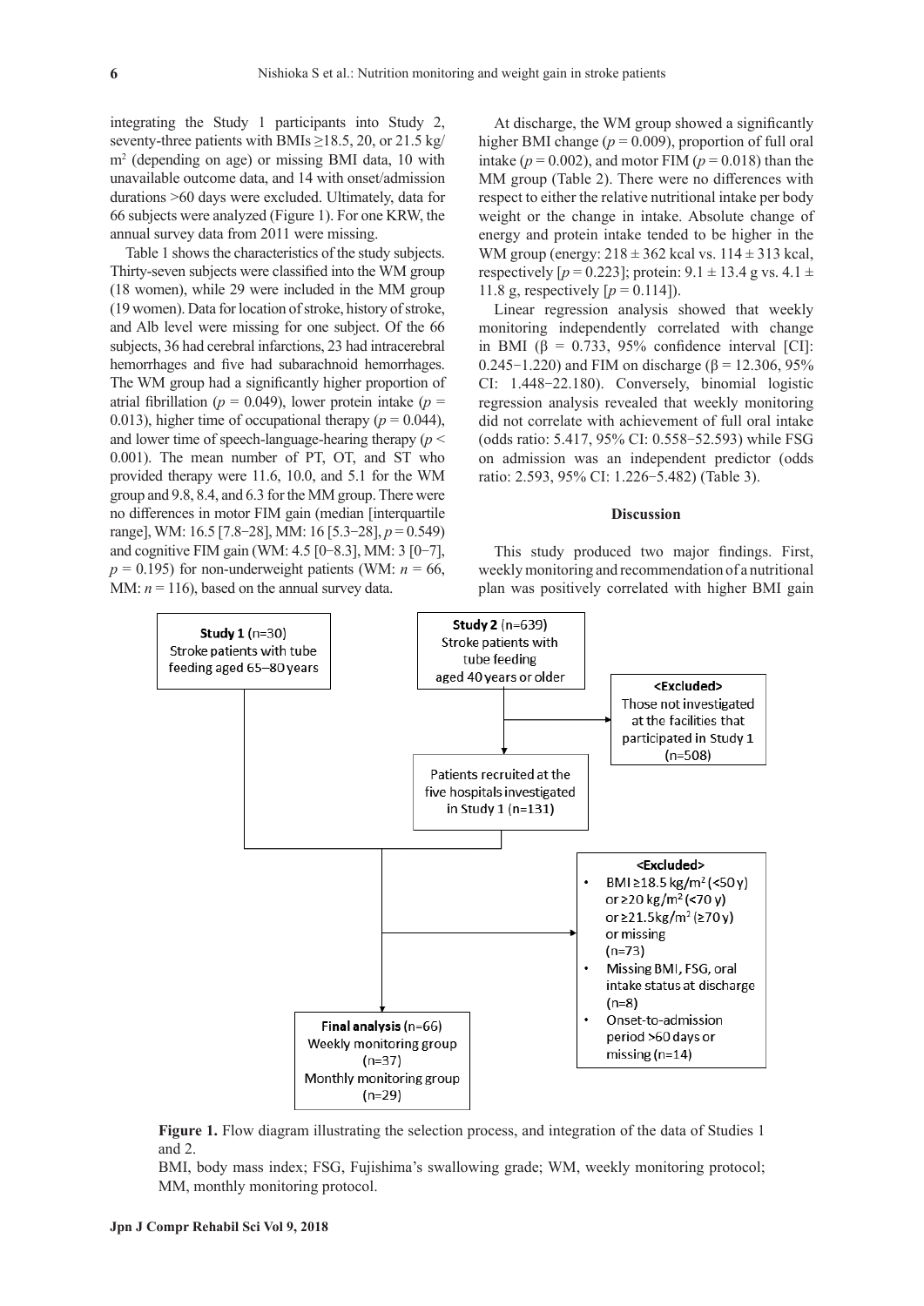integrating the Study 1 participants into Study 2, seventy-three patients with BMIs ≥18.5, 20, or 21.5 kg/m² (depending on age) or missing BMI data, 10 with unavailable outcome data, and 14 with onset/admission durations >60 days were excluded. Ultimately, data for 66 subjects were analyzed (Figure 1). For one KRW, the annual survey data from 2011 were missing.

Table 1 shows the characteristics of the study subjects. Thirty-seven subjects were classified into the WM group (18 women), while 29 were included in the MM group (19 women). Data for location of stroke, history of stroke, and Alb level were missing for one subject. Of the 66 subjects, 36 had cerebral infarctions, 23 had intracerebral hemorrhages and five had subarachnoid hemorrhages. The WM group had a significantly higher proportion of atrial fibrillation ($p = 0.049$), lower protein intake ($p = 0.013$), higher time of occupational therapy ($p = 0.044$), and lower time of speech-language-hearing therapy ($p < 0.001$). The mean number of PT, OT, and ST who provided therapy were 11.6, 10.0, and 5.1 for the WM group and 9.8, 8.4, and 6.3 for the MM group. There were no differences in motor FIM gain (median [interquartile range], WM: 16.5 [7.8−28], MM: 16 [5.3−28], $p = 0.549$) and cognitive FIM gain (WM: 4.5 [0−8.3], MM: 3 [0−7], $p = 0.195$) for non-underweight patients (WM: $n = 66$, MM: $n = 116$), based on the annual survey data.

At discharge, the WM group showed a significantly higher BMI change ($p = 0.009$), proportion of full oral intake ($p = 0.002$), and motor FIM ($p = 0.018$) than the MM group (Table 2). There were no differences with respect to either the relative nutritional intake per body weight or the change in intake. Absolute change of energy and protein intake tended to be higher in the WM group (energy: 218 ± 362 kcal vs. 114 ± 313 kcal, respectively [$p = 0.223$]; protein: 9.1 ± 13.4 g vs. 4.1 ± 11.8 g, respectively [$p = 0.114$]).

Linear regression analysis showed that weekly monitoring independently correlated with change in BMI (β = 0.733, 95% confidence interval [CI]: 0.245−1.220) and FIM on discharge (β = 12.306, 95% CI: 1.448−22.180). Conversely, binomial logistic regression analysis revealed that weekly monitoring did not correlate with achievement of full oral intake (odds ratio: 5.417, 95% CI: 0.558−52.593) while FSG on admission was an independent predictor (odds ratio: 2.593, 95% CI: 1.226−5.482) (Table 3).

## Discussion

This study produced two major findings. First, weekly monitoring and recommendation of a nutritional plan was positively correlated with higher BMI gain

**Study 1** (n=30)
Stroke patients with tube feeding aged 65–80 years

**Study 2** (n=639)
Stroke patients with tube feeding aged 40 years or older

<Excluded>
Those not investigated at the facilities that participated in Study 1 (n=508)

Patients recruited at the five hospitals investigated in Study 1 (n=131)

<Excluded>
- BMI ≥18.5 kg/m² (<50 y) or ≥20 kg/m² (<70 y) or ≥21.5kg/m² (≥70 y) or missing (n=73)
- Missing BMI, FSG, oral intake status at discharge (n=8)
- Onset-to-admission period >60 days or missing (n=14)

**Final analysis** (n=66)
Weekly monitoring group (n=37)
Monthly monitoring group (n=29)

**Figure 1.** Flow diagram illustrating the selection process, and integration of the data of Studies 1 and 2.

BMI, body mass index; FSG, Fujishima's swallowing grade; WM, weekly monitoring protocol; MM, monthly monitoring protocol.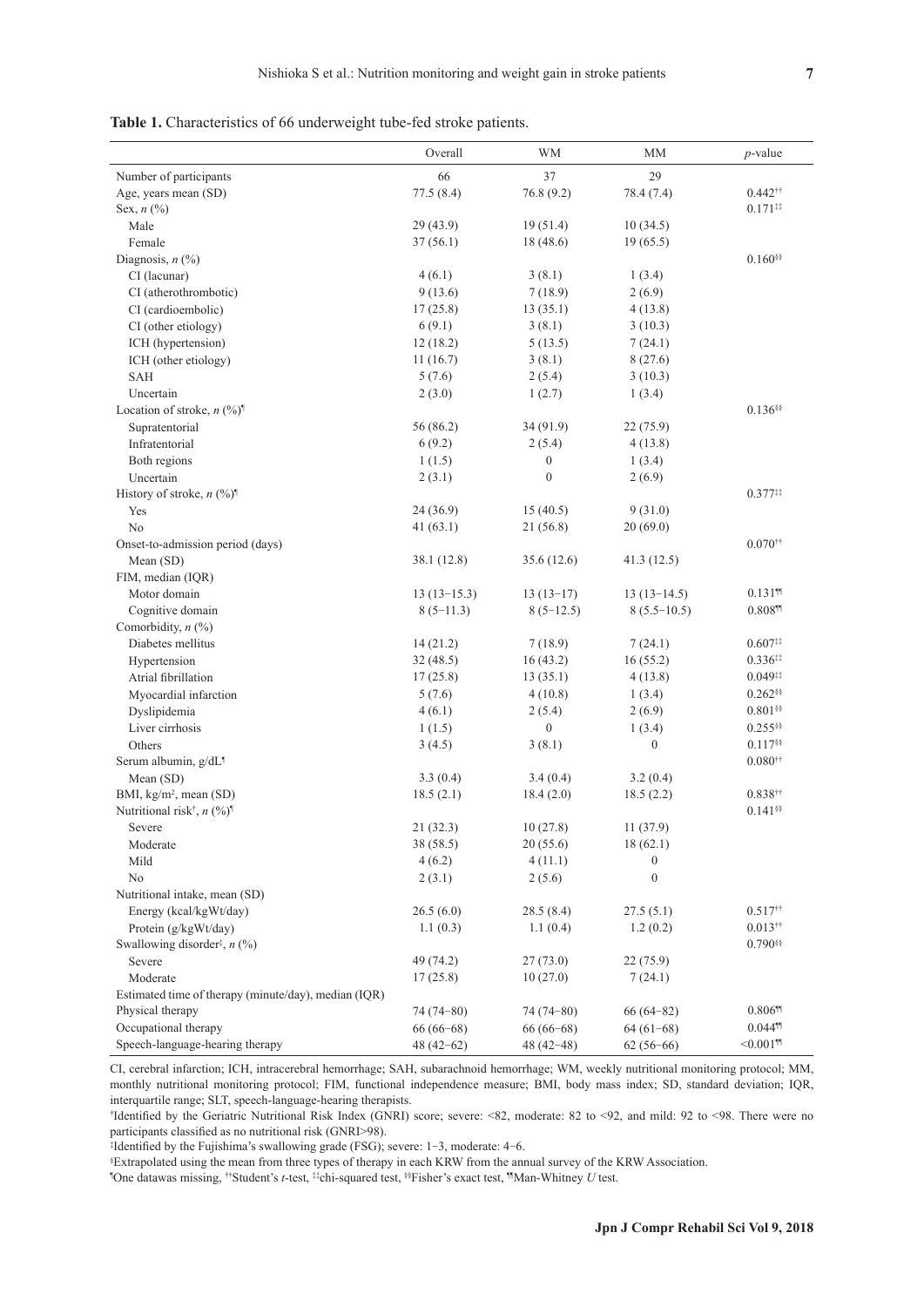**Table 1.** Characteristics of 66 underweight tube-fed stroke patients.

| | Overall | WM | MM | *p*-value |
|---|---|---|---|---|
| Number of participants | 66 | 37 | 29 | |
| Age, years mean (SD) | 77.5 (8.4) | 76.8 (9.2) | 78.4 (7.4) | 0.442[††] |
| Sex, *n* (%) | | | | 0.171[‡‡] |
| Male | 29 (43.9) | 19 (51.4) | 10 (34.5) | |
| Female | 37 (56.1) | 18 (48.6) | 19 (65.5) | |
| Diagnosis, *n* (%) | | | | 0.160[§§] |
| CI (lacunar) | 4 (6.1) | 3 (8.1) | 1 (3.4) | |
| CI (atherothrombotic) | 9 (13.6) | 7 (18.9) | 2 (6.9) | |
| CI (cardioembolic) | 17 (25.8) | 13 (35.1) | 4 (13.8) | |
| CI (other etiology) | 6 (9.1) | 3 (8.1) | 3 (10.3) | |
| ICH (hypertension) | 12 (18.2) | 5 (13.5) | 7 (24.1) | |
| ICH (other etiology) | 11 (16.7) | 3 (8.1) | 8 (27.6) | |
| SAH | 5 (7.6) | 2 (5.4) | 3 (10.3) | |
| Uncertain | 2 (3.0) | 1 (2.7) | 1 (3.4) | |
| Location of stroke, *n* (%)[¶] | | | | 0.136[§§] |
| Supratentorial | 56 (86.2) | 34 (91.9) | 22 (75.9) | |
| Infratentorial | 6 (9.2) | 2 (5.4) | 4 (13.8) | |
| Both regions | 1 (1.5) | 0 | 1 (3.4) | |
| Uncertain | 2 (3.1) | 0 | 2 (6.9) | |
| History of stroke, *n* (%)[¶] | | | | 0.377[‡‡] |
| Yes | 24 (36.9) | 15 (40.5) | 9 (31.0) | |
| No | 41 (63.1) | 21 (56.8) | 20 (69.0) | |
| Onset-to-admission period (days) | | | | 0.070[††] |
| Mean (SD) | 38.1 (12.8) | 35.6 (12.6) | 41.3 (12.5) | |
| FIM, median (IQR) | | | | |
| Motor domain | 13 (13−15.3) | 13 (13−17) | 13 (13−14.5) | 0.131[¶¶] |
| Cognitive domain | 8 (5−11.3) | 8 (5−12.5) | 8 (5.5−10.5) | 0.808[¶¶] |
| Comorbidity, *n* (%) | | | | |
| Diabetes mellitus | 14 (21.2) | 7 (18.9) | 7 (24.1) | 0.607[‡‡] |
| Hypertension | 32 (48.5) | 16 (43.2) | 16 (55.2) | 0.336[‡‡] |
| Atrial fibrillation | 17 (25.8) | 13 (35.1) | 4 (13.8) | 0.049[‡‡] |
| Myocardial infarction | 5 (7.6) | 4 (10.8) | 1 (3.4) | 0.262[§§] |
| Dyslipidemia | 4 (6.1) | 2 (5.4) | 2 (6.9) | 0.801[§§] |
| Liver cirrhosis | 1 (1.5) | 0 | 1 (3.4) | 0.255[§§] |
| Others | 3 (4.5) | 3 (8.1) | 0 | 0.117[§§] |
| Serum albumin, g/dL[¶] | | | | 0.080[††] |
| Mean (SD) | 3.3 (0.4) | 3.4 (0.4) | 3.2 (0.4) | |
| BMI, kg/m$^2$, mean (SD) | 18.5 (2.1) | 18.4 (2.0) | 18.5 (2.2) | 0.838[††] |
| Nutritional risk[†], *n* (%)[¶] | | | | 0.141[§§] |
| Severe | 21 (32.3) | 10 (27.8) | 11 (37.9) | |
| Moderate | 38 (58.5) | 20 (55.6) | 18 (62.1) | |
| Mild | 4 (6.2) | 4 (11.1) | 0 | |
| No | 2 (3.1) | 2 (5.6) | 0 | |
| Nutritional intake, mean (SD) | | | | |
| Energy (kcal/kgWt/day) | 26.5 (6.0) | 28.5 (8.4) | 27.5 (5.1) | 0.517[††] |
| Protein (g/kgWt/day) | 1.1 (0.3) | 1.1 (0.4) | 1.2 (0.2) | 0.013[††] |
| Swallowing disorder[‡], *n* (%) | | | | 0.790[§§] |
| Severe | 49 (74.2) | 27 (73.0) | 22 (75.9) | |
| Moderate | 17 (25.8) | 10 (27.0) | 7 (24.1) | |
| Estimated time of therapy (minute/day), median (IQR) | | | | |
| Physical therapy | 74 (74−80) | 74 (74−80) | 66 (64−82) | 0.806[¶¶] |
| Occupational therapy | 66 (66−68) | 66 (66−68) | 64 (61−68) | 0.044[¶¶] |
| Speech-language-hearing therapy | 48 (42−62) | 48 (42−48) | 62 (56−66) | <0.001[¶¶] |

CI, cerebral infarction; ICH, intracerebral hemorrhage; SAH, subarachnoid hemorrhage; WM, weekly nutritional monitoring protocol; MM, monthly nutritional monitoring protocol; FIM, functional independence measure; BMI, body mass index; SD, standard deviation; IQR, interquartile range; SLT, speech-language-hearing therapists.

[†]Identified by the Geriatric Nutritional Risk Index (GNRI) score; severe: <82, moderate: 82 to <92, and mild: 92 to <98. There were no participants classified as no nutritional risk (GNRI>98).

[‡]Identified by the Fujishima's swallowing grade (FSG); severe: 1−3, moderate: 4−6.

[§]Extrapolated using the mean from three types of therapy in each KRW from the annual survey of the KRW Association.

[¶]One datawas missing, [††]Student's *t*-test, [‡‡]chi-squared test, [§§]Fisher's exact test, [¶¶]Man-Whitney *U* test.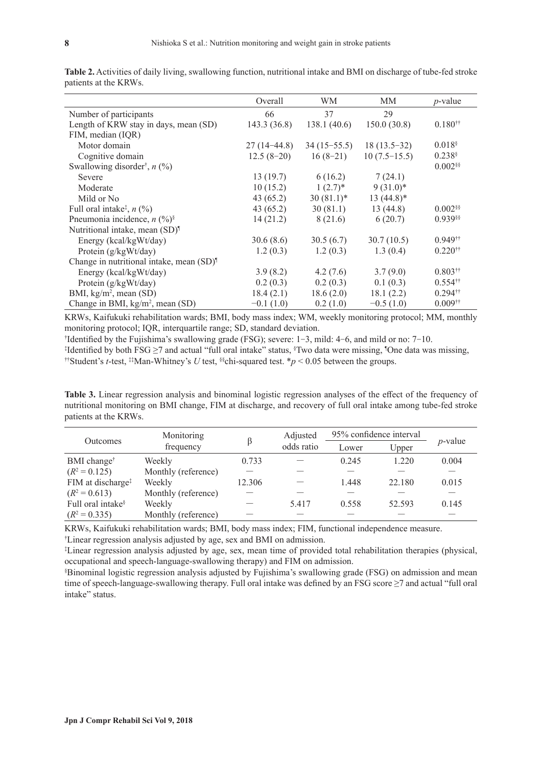**Table 2.** Activities of daily living, swallowing function, nutritional intake and BMI on discharge of tube-fed stroke patients at the KRWs.

| | Overall | WM | MM | *p*-value |
|---|---|---|---|---|
| Number of participants | 66 | 37 | 29 | |
| Length of KRW stay in days, mean (SD) | 143.3 (36.8) | 138.1 (40.6) | 150.0 (30.8) | 0.180[††] |
| FIM, median (IQR) | | | | |
| Motor domain | 27 (14−44.8) | 34 (15−55.5) | 18 (13.5−32) | 0.018[§] |
| Cognitive domain | 12.5 (8−20) | 16 (8−21) | 10 (7.5−15.5) | 0.238[§] |
| Swallowing disorder[†], *n* (%) | | | | 0.002[§§] |
| Severe | 13 (19.7) | 6 (16.2) | 7 (24.1) | |
| Moderate | 10 (15.2) | 1 (2.7)* | 9 (31.0)* | |
| Mild or No | 43 (65.2) | 30 (81.1)* | 13 (44.8)* | |
| Full oral intake[‡], *n* (%) | 43 (65.2) | 30 (81.1) | 13 (44.8) | 0.002[§§] |
| Pneumonia incidence, *n* (%)[§] | 14 (21.2) | 8 (21.6) | 6 (20.7) | 0.939[§§] |
| Nutritional intake, mean (SD)[¶] | | | | |
| Energy (kcal/kgWt/day) | 30.6 (8.6) | 30.5 (6.7) | 30.7 (10.5) | 0.949[††] |
| Protein (g/kgWt/day) | 1.2 (0.3) | 1.2 (0.3) | 1.3 (0.4) | 0.220[††] |
| Change in nutritional intake, mean (SD)[¶] | | | | |
| Energy (kcal/kgWt/day) | 3.9 (8.2) | 4.2 (7.6) | 3.7 (9.0) | 0.803[††] |
| Protein (g/kgWt/day) | 0.2 (0.3) | 0.2 (0.3) | 0.1 (0.3) | 0.554[††] |
| BMI, kg/m$^2$, mean (SD) | 18.4 (2.1) | 18.6 (2.0) | 18.1 (2.2) | 0.294[††] |
| Change in BMI, kg/m$^2$, mean (SD) | −0.1 (1.0) | 0.2 (1.0) | −0.5 (1.0) | 0.009[††] |

KRWs, Kaifukuki rehabilitation wards; BMI, body mass index; WM, weekly monitoring protocol; MM, monthly monitoring protocol; IQR, interquartile range; SD, standard deviation.
[†]Identified by the Fujishima's swallowing grade (FSG); severe: 1−3, mild: 4−6, and mild or no: 7−10.
[‡]Identified by both FSG ≥7 and actual "full oral intake" status, [§]Two data were missing, [¶]One data was missing, [††]Student's *t*-test, [‡‡]Man-Whitney's *U* test, [§§]chi-squared test. *$p < 0.05$ between the groups.

**Table 3.** Linear regression analysis and binominal logistic regression analyses of the effect of the frequency of nutritional monitoring on BMI change, FIM at discharge, and recovery of full oral intake among tube-fed stroke patients at the KRWs.

| Outcomes | Monitoring frequency | β | Adjusted odds ratio | 95% confidence interval | | *p*-value |
|---|---|---|---|---|---|---|
| | | | | Lower | Upper | |
| BMI change[†] | Weekly | 0.733 | — | 0.245 | 1.220 | 0.004 |
| ($R^2 = 0.125$) | Monthly (reference) | — | — | — | — | — |
| FIM at discharge[‡] | Weekly | 12.306 | — | 1.448 | 22.180 | 0.015 |
| ($R^2 = 0.613$) | Monthly (reference) | — | — | — | — | — |
| Full oral intake[§] | Weekly | — | 5.417 | 0.558 | 52.593 | 0.145 |
| ($R^2 = 0.335$) | Monthly (reference) | — | — | — | — | — |

KRWs, Kaifukuki rehabilitation wards; BMI, body mass index; FIM, functional independence measure.
[†]Linear regression analysis adjusted by age, sex and BMI on admission.
[‡]Linear regression analysis adjusted by age, sex, mean time of provided total rehabilitation therapies (physical, occupational and speech-language-swallowing therapy) and FIM on admission.
[§]Binominal logistic regression analysis adjusted by Fujishima's swallowing grade (FSG) on admission and mean time of speech-language-swallowing therapy. Full oral intake was defined by an FSG score ≥7 and actual "full oral intake" status.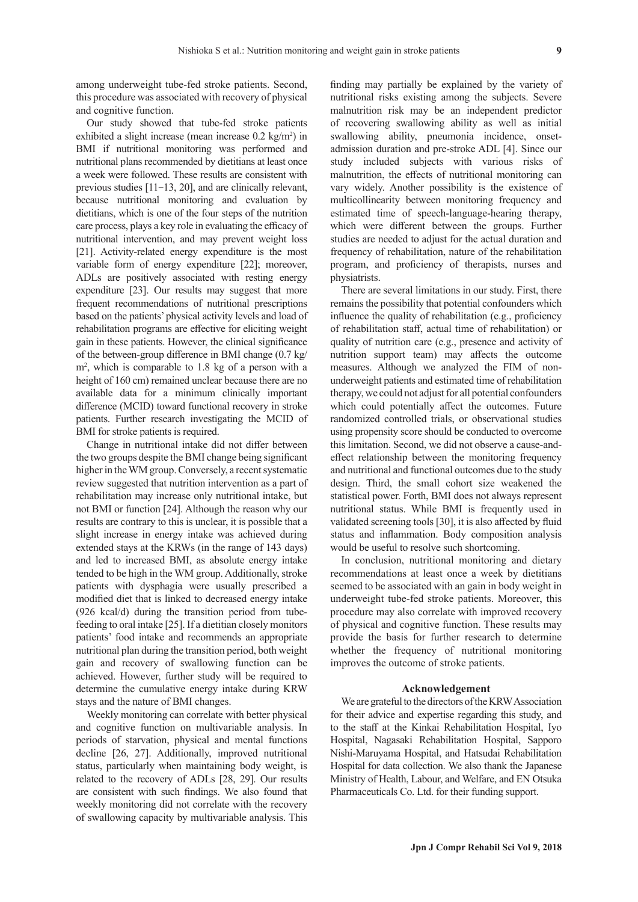among underweight tube-fed stroke patients. Second, this procedure was associated with recovery of physical and cognitive function.

Our study showed that tube-fed stroke patients exhibited a slight increase (mean increase 0.2 kg/m$^2$) in BMI if nutritional monitoring was performed and nutritional plans recommended by dietitians at least once a week were followed. These results are consistent with previous studies [11−13, 20], and are clinically relevant, because nutritional monitoring and evaluation by dietitians, which is one of the four steps of the nutrition care process, plays a key role in evaluating the efficacy of nutritional intervention, and may prevent weight loss [21]. Activity-related energy expenditure is the most variable form of energy expenditure [22]; moreover, ADLs are positively associated with resting energy expenditure [23]. Our results may suggest that more frequent recommendations of nutritional prescriptions based on the patients' physical activity levels and load of rehabilitation programs are effective for eliciting weight gain in these patients. However, the clinical significance of the between-group difference in BMI change (0.7 kg/m$^2$, which is comparable to 1.8 kg of a person with a height of 160 cm) remained unclear because there are no available data for a minimum clinically important difference (MCID) toward functional recovery in stroke patients. Further research investigating the MCID of BMI for stroke patients is required.

Change in nutritional intake did not differ between the two groups despite the BMI change being significant higher in the WM group. Conversely, a recent systematic review suggested that nutrition intervention as a part of rehabilitation may increase only nutritional intake, but not BMI or function [24]. Although the reason why our results are contrary to this is unclear, it is possible that a slight increase in energy intake was achieved during extended stays at the KRWs (in the range of 143 days) and led to increased BMI, as absolute energy intake tended to be high in the WM group. Additionally, stroke patients with dysphagia were usually prescribed a modified diet that is linked to decreased energy intake (926 kcal/d) during the transition period from tube-feeding to oral intake [25]. If a dietitian closely monitors patients' food intake and recommends an appropriate nutritional plan during the transition period, both weight gain and recovery of swallowing function can be achieved. However, further study will be required to determine the cumulative energy intake during KRW stays and the nature of BMI changes.

Weekly monitoring can correlate with better physical and cognitive function on multivariable analysis. In periods of starvation, physical and mental functions decline [26, 27]. Additionally, improved nutritional status, particularly when maintaining body weight, is related to the recovery of ADLs [28, 29]. Our results are consistent with such findings. We also found that weekly monitoring did not correlate with the recovery of swallowing capacity by multivariable analysis. This finding may partially be explained by the variety of nutritional risks existing among the subjects. Severe malnutrition risk may be an independent predictor of recovering swallowing ability as well as initial swallowing ability, pneumonia incidence, onset-admission duration and pre-stroke ADL [4]. Since our study included subjects with various risks of malnutrition, the effects of nutritional monitoring can vary widely. Another possibility is the existence of multicollinearity between monitoring frequency and estimated time of speech-language-hearing therapy, which were different between the groups. Further studies are needed to adjust for the actual duration and frequency of rehabilitation, nature of the rehabilitation program, and proficiency of therapists, nurses and physiatrists.

There are several limitations in our study. First, there remains the possibility that potential confounders which influence the quality of rehabilitation (e.g., proficiency of rehabilitation staff, actual time of rehabilitation) or quality of nutrition care (e.g., presence and activity of nutrition support team) may affects the outcome measures. Although we analyzed the FIM of non-underweight patients and estimated time of rehabilitation therapy, we could not adjust for all potential confounders which could potentially affect the outcomes. Future randomized controlled trials, or observational studies using propensity score should be conducted to overcome this limitation. Second, we did not observe a cause-and-effect relationship between the monitoring frequency and nutritional and functional outcomes due to the study design. Third, the small cohort size weakened the statistical power. Forth, BMI does not always represent nutritional status. While BMI is frequently used in validated screening tools [30], it is also affected by fluid status and inflammation. Body composition analysis would be useful to resolve such shortcoming.

In conclusion, nutritional monitoring and dietary recommendations at least once a week by dietitians seemed to be associated with an gain in body weight in underweight tube-fed stroke patients. Moreover, this procedure may also correlate with improved recovery of physical and cognitive function. These results may provide the basis for further research to determine whether the frequency of nutritional monitoring improves the outcome of stroke patients.

## Acknowledgement

We are grateful to the directors of the KRW Association for their advice and expertise regarding this study, and to the staff at the Kinkai Rehabilitation Hospital, Iyo Hospital, Nagasaki Rehabilitation Hospital, Sapporo Nishi-Maruyama Hospital, and Hatsudai Rehabilitation Hospital for data collection. We also thank the Japanese Ministry of Health, Labour, and Welfare, and EN Otsuka Pharmaceuticals Co. Ltd. for their funding support.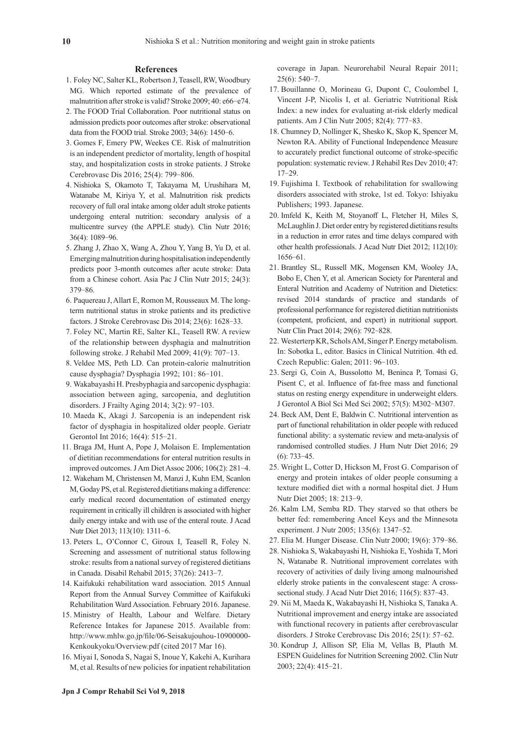## References

1. Foley NC, Salter KL, Robertson J, Teasell, RW, Woodbury MG. Which reported estimate of the prevalence of malnutrition after stroke is valid? Stroke 2009; 40: e66−e74.
2. The FOOD Trial Collaboration. Poor nutritional status on admission predicts poor outcomes after stroke: observational data from the FOOD trial. Stroke 2003; 34(6): 1450−6.
3. Gomes F, Emery PW, Weekes CE. Risk of malnutrition is an independent predictor of mortality, length of hospital stay, and hospitalization costs in stroke patients. J Stroke Cerebrovasc Dis 2016; 25(4): 799−806.
4. Nishioka S, Okamoto T, Takayama M, Urushihara M, Watanabe M, Kiriya Y, et al. Malnutrition risk predicts recovery of full oral intake among older adult stroke patients undergoing enteral nutrition: secondary analysis of a multicentre survey (the APPLE study). Clin Nutr 2016; 36(4): 1089−96.
5. Zhang J, Zhao X, Wang A, Zhou Y, Yang B, Yu D, et al. Emerging malnutrition during hospitalisation independently predicts poor 3-month outcomes after acute stroke: Data from a Chinese cohort. Asia Pac J Clin Nutr 2015; 24(3): 379–86.
6. Paquereau J, Allart E, Romon M, Rousseaux M. The long-term nutritional status in stroke patients and its predictive factors. J Stroke Cerebrovasc Dis 2014; 23(6): 1628−33.
7. Foley NC, Martin RE, Salter KL, Teasell RW. A review of the relationship between dysphagia and malnutrition following stroke. J Rehabil Med 2009; 41(9): 707−13.
8. Veldee MS, Peth LD. Can protein-calorie malnutrition cause dysphagia? Dysphagia 1992; 101: 86−101.
9. Wakabayashi H. Presbyphagia and sarcopenic dysphagia: association between aging, sarcopenia, and deglutition disorders. J Frailty Aging 2014; 3(2): 97−103.
10. Maeda K, Akagi J. Sarcopenia is an independent risk factor of dysphagia in hospitalized older people. Geriatr Gerontol Int 2016; 16(4): 515−21.
11. Braga JM, Hunt A, Pope J, Molaison E. Implementation of dietitian recommendations for enteral nutrition results in improved outcomes. J Am Diet Assoc 2006; 106(2): 281−4.
12. Wakeham M, Christensen M, Manzi J, Kuhn EM, Scanlon M, Goday PS, et al. Registered dietitians making a difference: early medical record documentation of estimated energy requirement in critically ill children is associated with higher daily energy intake and with use of the enteral route. J Acad Nutr Diet 2013; 113(10): 1311−6.
13. Peters L, O'Connor C, Giroux I, Teasell R, Foley N. Screening and assessment of nutritional status following stroke: results from a national survey of registered dietitians in Canada. Disabil Rehabil 2015; 37(26): 2413−7.
14. Kaifukuki rehabilitation ward association. 2015 Annual Report from the Annual Survey Committee of Kaifukuki Rehabilitation Ward Association. February 2016. Japanese.
15. Ministry of Health, Labour and Welfare. Dietary Reference Intakes for Japanese 2015. Available from: http://www.mhlw.go.jp/file/06-Seisakujouhou-10900000-Kenkoukyoku/Overview.pdf (cited 2017 Mar 16).
16. Miyai I, Sonoda S, Nagai S, Inoue Y, Kakehi A, Kurihara M, et al. Results of new policies for inpatient rehabilitation coverage in Japan. Neurorehabil Neural Repair 2011; 25(6): 540−7.
17. Bouillanne O, Morineau G, Dupont C, Coulombel I, Vincent J-P, Nicolis I, et al. Geriatric Nutritional Risk Index: a new index for evaluating at-risk elderly medical patients. Am J Clin Nutr 2005; 82(4): 777−83.
18. Chumney D, Nollinger K, Shesko K, Skop K, Spencer M, Newton RA. Ability of Functional Independence Measure to accurately predict functional outcome of stroke-specific population: systematic review. J Rehabil Res Dev 2010; 47: 17−29.
19. Fujishima I. Textbook of rehabilitation for swallowing disorders associated with stroke, 1st ed. Tokyo: Ishiyaku Publishers; 1993. Japanese.
20. Imfeld K, Keith M, Stoyanoff L, Fletcher H, Miles S, McLaughlin J. Diet order entry by registered dietitians results in a reduction in error rates and time delays compared with other health professionals. J Acad Nutr Diet 2012; 112(10): 1656−61.
21. Brantley SL, Russell MK, Mogensen KM, Wooley JA, Bobo E, Chen Y, et al. American Society for Parenteral and Enteral Nutrition and Academy of Nutrition and Dietetics: revised 2014 standards of practice and standards of professional performance for registered dietitian nutritionists (competent, proficient, and expert) in nutritional support. Nutr Clin Pract 2014; 29(6): 792−828.
22. Westerterp KR, Schols AM, Singer P. Energy metabolism. In: Sobotka L, editor. Basics in Clinical Nutrition. 4th ed. Czech Republic: Galen; 2011: 96−103.
23. Sergi G, Coin A, Bussolotto M, Beninca P, Tomasi G, Pisent C, et al. Influence of fat-free mass and functional status on resting energy expenditure in underweight elders. J Gerontol A Biol Sci Med Sci 2002; 57(5): M302−M307.
24. Beck AM, Dent E, Baldwin C. Nutritional intervention as part of functional rehabilitation in older people with reduced functional ability: a systematic review and meta-analysis of randomised controlled studies. J Hum Nutr Diet 2016; 29 (6): 733−45.
25. Wright L, Cotter D, Hickson M, Frost G. Comparison of energy and protein intakes of older people consuming a texture modified diet with a normal hospital diet. J Hum Nutr Diet 2005; 18: 213−9.
26. Kalm LM, Semba RD. They starved so that others be better fed: remembering Ancel Keys and the Minnesota experiment. J Nutr 2005; 135(6): 1347−52.
27. Elia M. Hunger Disease. Clin Nutr 2000; 19(6): 379−86.
28. Nishioka S, Wakabayashi H, Nishioka E, Yoshida T, Mori N, Watanabe R. Nutritional improvement correlates with recovery of activities of daily living among malnourished elderly stroke patients in the convalescent stage: A cross-sectional study. J Acad Nutr Diet 2016; 116(5): 837−43.
29. Nii M, Maeda K, Wakabayashi H, Nishioka S, Tanaka A. Nutritional improvement and energy intake are associated with functional recovery in patients after cerebrovascular disorders. J Stroke Cerebrovasc Dis 2016; 25(1): 57−62.
30. Kondrup J, Allison SP, Elia M, Vellas B, Plauth M. ESPEN Guidelines for Nutrition Screening 2002. Clin Nutr 2003; 22(4): 415−21.